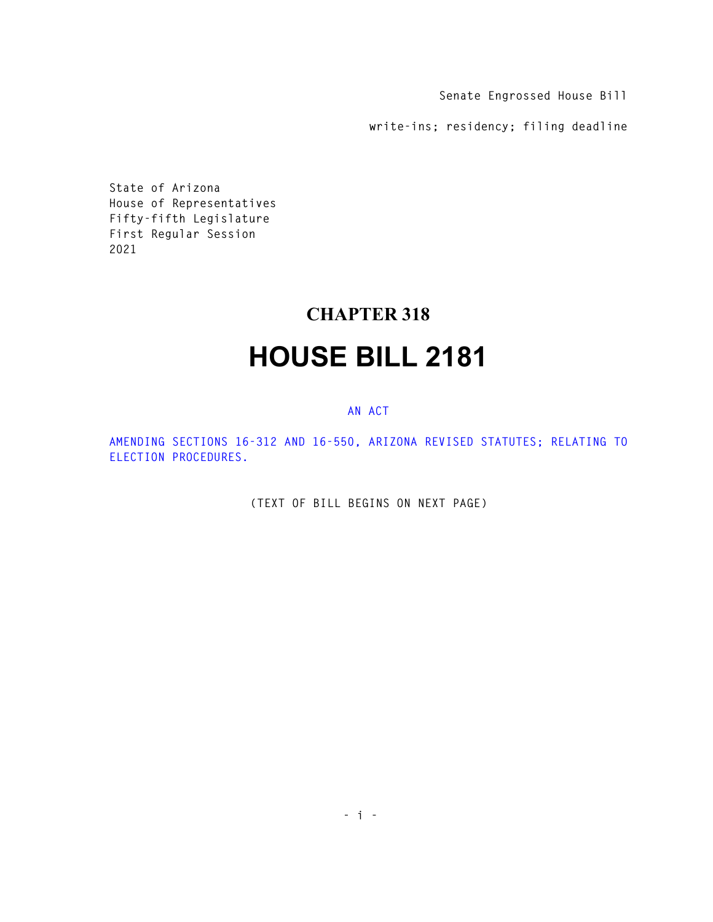Senate Engrossed House Bill

write-ins; residency; filing deadline

State of Arizona
House of Representatives
Fifty-fifth Legislature
First Regular Session
2021

# CHAPTER 318

# HOUSE BILL 2181

AN ACT

AMENDING SECTIONS 16-312 AND 16-550, ARIZONA REVISED STATUTES; RELATING TO ELECTION PROCEDURES.

(TEXT OF BILL BEGINS ON NEXT PAGE)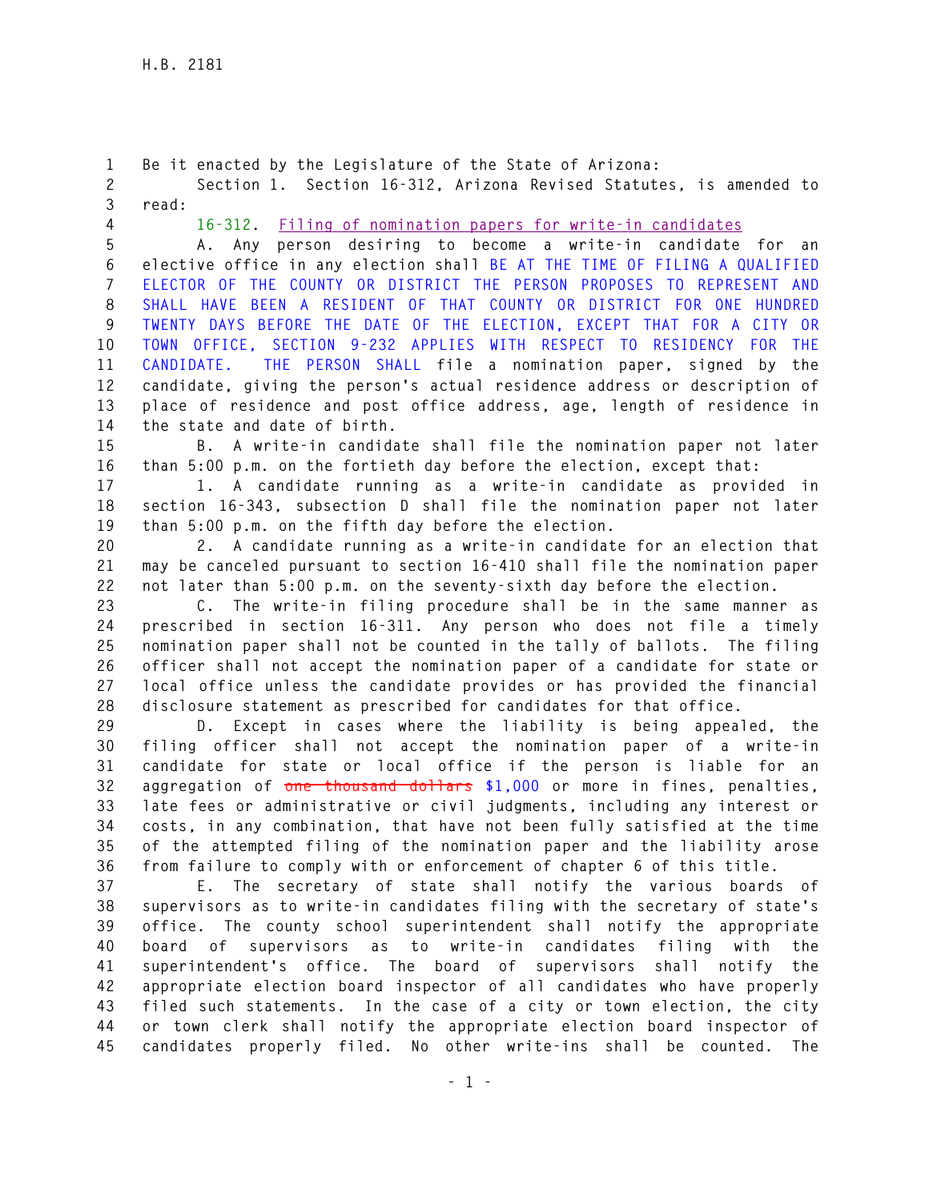Be it enacted by the Legislature of the State of Arizona:

Section 1. Section 16-312, Arizona Revised Statutes, is amended to read:

16-312. Filing of nomination papers for write-in candidates

A. Any person desiring to become a write-in candidate for an elective office in any election shall BE AT THE TIME OF FILING A QUALIFIED ELECTOR OF THE COUNTY OR DISTRICT THE PERSON PROPOSES TO REPRESENT AND SHALL HAVE BEEN A RESIDENT OF THAT COUNTY OR DISTRICT FOR ONE HUNDRED TWENTY DAYS BEFORE THE DATE OF THE ELECTION, EXCEPT THAT FOR A CITY OR TOWN OFFICE, SECTION 9-232 APPLIES WITH RESPECT TO RESIDENCY FOR THE CANDIDATE. THE PERSON SHALL file a nomination paper, signed by the candidate, giving the person's actual residence address or description of place of residence and post office address, age, length of residence in the state and date of birth.

B. A write-in candidate shall file the nomination paper not later than 5:00 p.m. on the fortieth day before the election, except that:

1. A candidate running as a write-in candidate as provided in section 16-343, subsection D shall file the nomination paper not later than 5:00 p.m. on the fifth day before the election.

2. A candidate running as a write-in candidate for an election that may be canceled pursuant to section 16-410 shall file the nomination paper not later than 5:00 p.m. on the seventy-sixth day before the election.

C. The write-in filing procedure shall be in the same manner as prescribed in section 16-311. Any person who does not file a timely nomination paper shall not be counted in the tally of ballots. The filing officer shall not accept the nomination paper of a candidate for state or local office unless the candidate provides or has provided the financial disclosure statement as prescribed for candidates for that office.

D. Except in cases where the liability is being appealed, the filing officer shall not accept the nomination paper of a write-in candidate for state or local office if the person is liable for an aggregation of ~~one thousand dollars~~ $1,000 or more in fines, penalties, late fees or administrative or civil judgments, including any interest or costs, in any combination, that have not been fully satisfied at the time of the attempted filing of the nomination paper and the liability arose from failure to comply with or enforcement of chapter 6 of this title.

E. The secretary of state shall notify the various boards of supervisors as to write-in candidates filing with the secretary of state's office. The county school superintendent shall notify the appropriate board of supervisors as to write-in candidates filing with the superintendent's office. The board of supervisors shall notify the appropriate election board inspector of all candidates who have properly filed such statements. In the case of a city or town election, the city or town clerk shall notify the appropriate election board inspector of candidates properly filed. No other write-ins shall be counted. The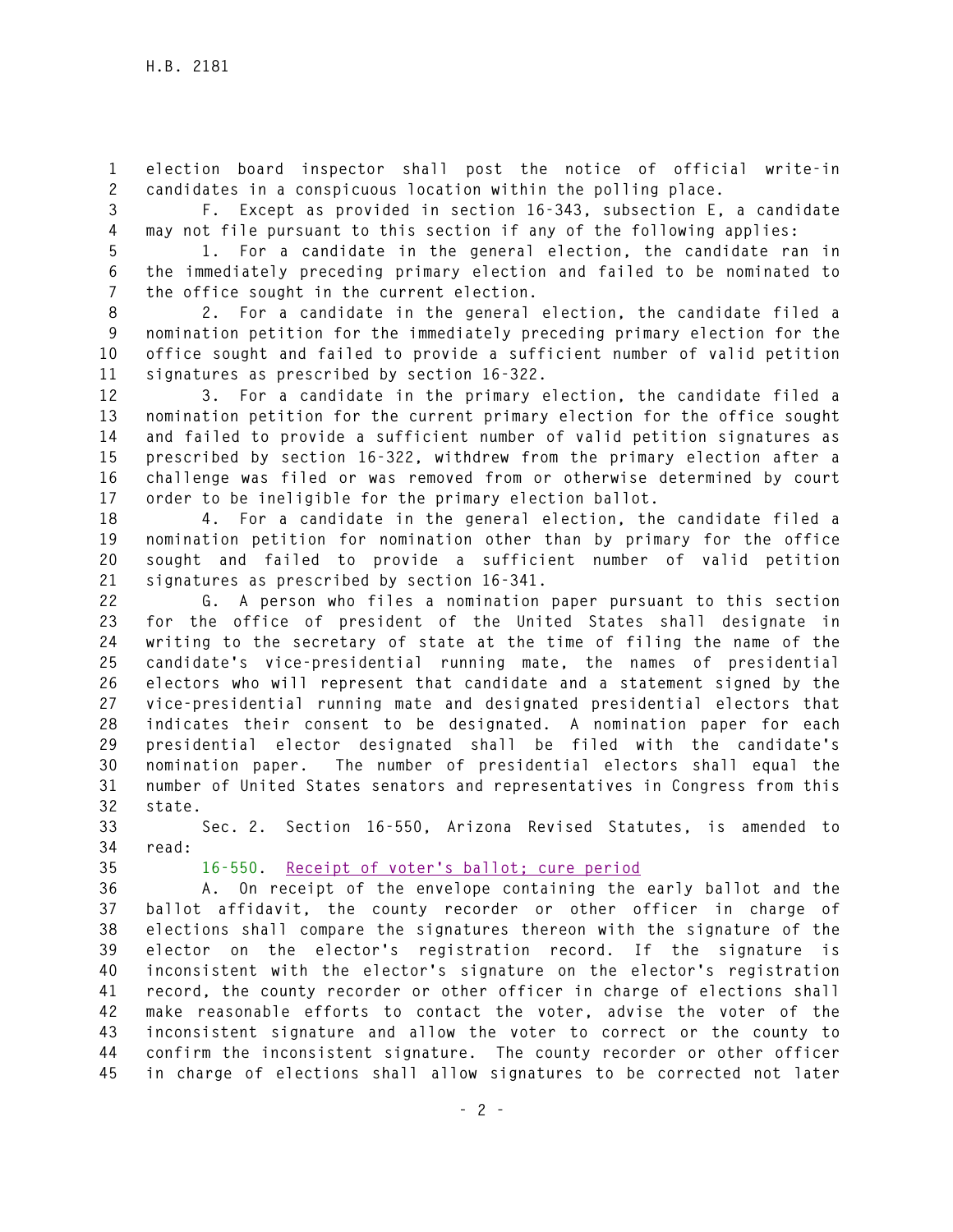election board inspector shall post the notice of official write-in candidates in a conspicuous location within the polling place.

F. Except as provided in section 16-343, subsection E, a candidate may not file pursuant to this section if any of the following applies:

1. For a candidate in the general election, the candidate ran in the immediately preceding primary election and failed to be nominated to the office sought in the current election.

2. For a candidate in the general election, the candidate filed a nomination petition for the immediately preceding primary election for the office sought and failed to provide a sufficient number of valid petition signatures as prescribed by section 16-322.

3. For a candidate in the primary election, the candidate filed a nomination petition for the current primary election for the office sought and failed to provide a sufficient number of valid petition signatures as prescribed by section 16-322, withdrew from the primary election after a challenge was filed or was removed from or otherwise determined by court order to be ineligible for the primary election ballot.

4. For a candidate in the general election, the candidate filed a nomination petition for nomination other than by primary for the office sought and failed to provide a sufficient number of valid petition signatures as prescribed by section 16-341.

G. A person who files a nomination paper pursuant to this section for the office of president of the United States shall designate in writing to the secretary of state at the time of filing the name of the candidate's vice-presidential running mate, the names of presidential electors who will represent that candidate and a statement signed by the vice-presidential running mate and designated presidential electors that indicates their consent to be designated. A nomination paper for each presidential elector designated shall be filed with the candidate's nomination paper. The number of presidential electors shall equal the number of United States senators and representatives in Congress from this state.

Sec. 2. Section 16-550, Arizona Revised Statutes, is amended to read:

16-550. Receipt of voter's ballot; cure period

A. On receipt of the envelope containing the early ballot and the ballot affidavit, the county recorder or other officer in charge of elections shall compare the signatures thereon with the signature of the elector on the elector's registration record. If the signature is inconsistent with the elector's signature on the elector's registration record, the county recorder or other officer in charge of elections shall make reasonable efforts to contact the voter, advise the voter of the inconsistent signature and allow the voter to correct or the county to confirm the inconsistent signature. The county recorder or other officer in charge of elections shall allow signatures to be corrected not later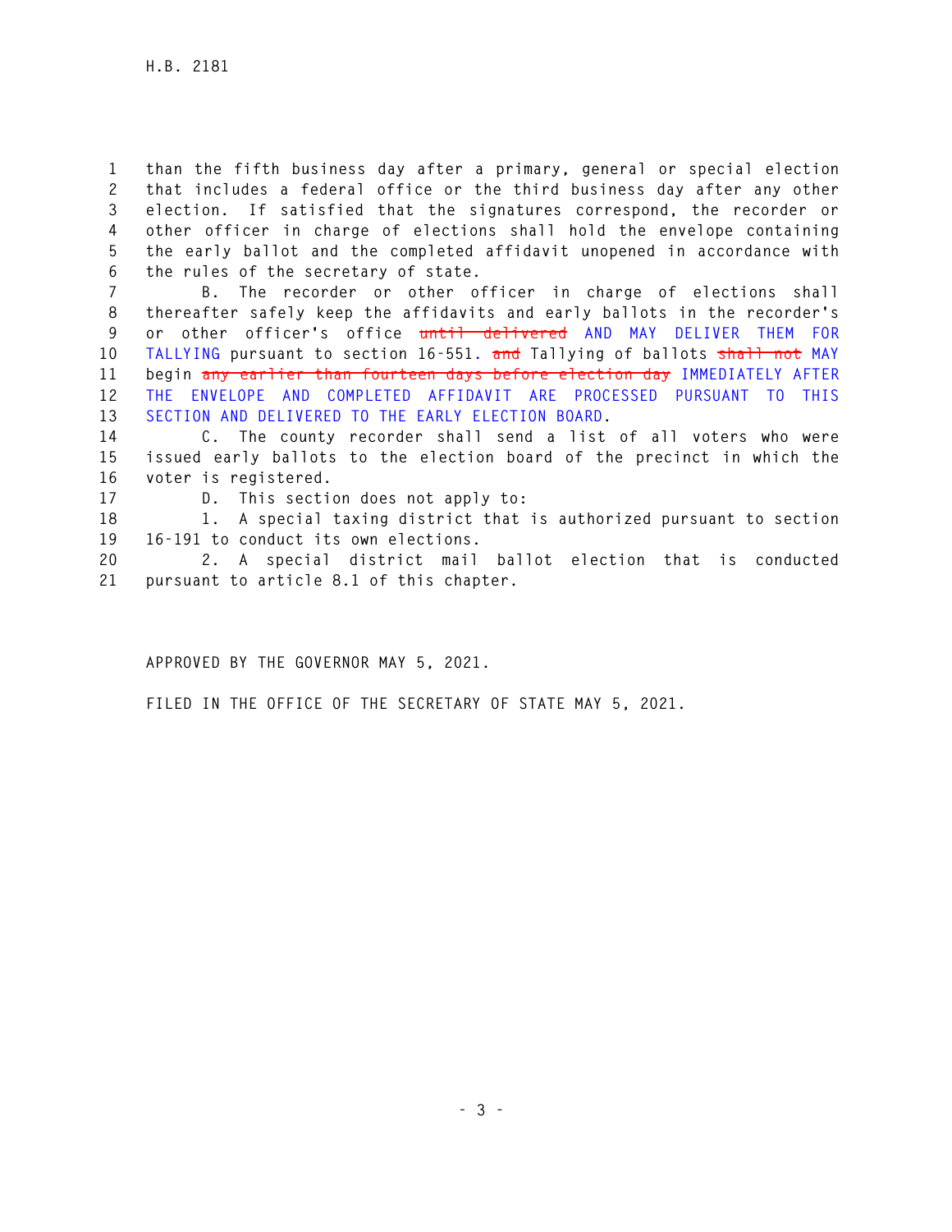than the fifth business day after a primary, general or special election that includes a federal office or the third business day after any other election. If satisfied that the signatures correspond, the recorder or other officer in charge of elections shall hold the envelope containing the early ballot and the completed affidavit unopened in accordance with the rules of the secretary of state.

B. The recorder or other officer in charge of elections shall thereafter safely keep the affidavits and early ballots in the recorder's or other officer's office ~~until delivered~~ AND MAY DELIVER THEM FOR TALLYING pursuant to section 16-551. ~~and~~ Tallying of ballots ~~shall not~~ MAY begin ~~any earlier than fourteen days before election day~~ IMMEDIATELY AFTER THE ENVELOPE AND COMPLETED AFFIDAVIT ARE PROCESSED PURSUANT TO THIS SECTION AND DELIVERED TO THE EARLY ELECTION BOARD.

C. The county recorder shall send a list of all voters who were issued early ballots to the election board of the precinct in which the voter is registered.

D. This section does not apply to:

1. A special taxing district that is authorized pursuant to section 16-191 to conduct its own elections.

2. A special district mail ballot election that is conducted pursuant to article 8.1 of this chapter.

APPROVED BY THE GOVERNOR MAY 5, 2021.

FILED IN THE OFFICE OF THE SECRETARY OF STATE MAY 5, 2021.